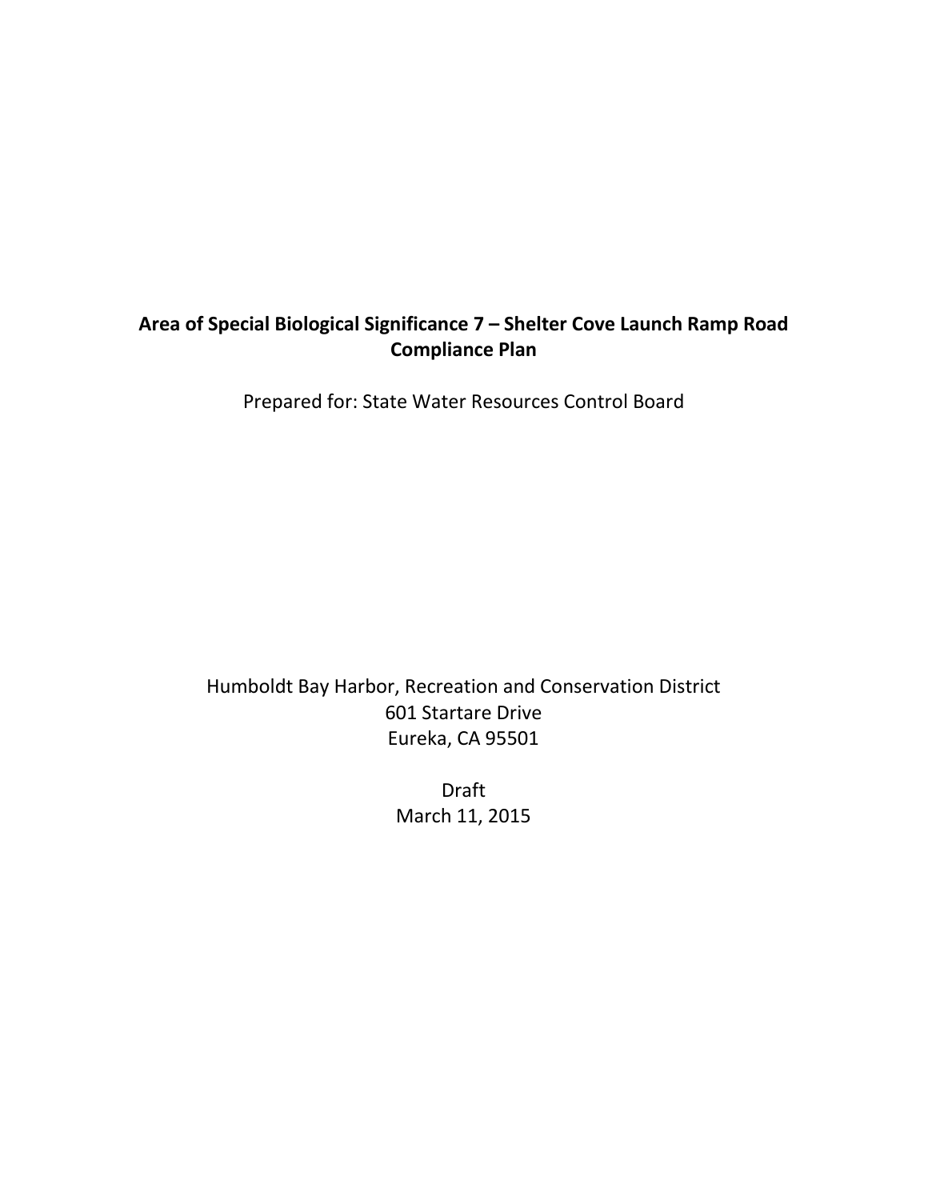# Area of Special Biological Significance 7 – Shelter Cove Launch Ramp Road Compliance Plan

Prepared for: State Water Resources Control Board

Humboldt Bay Harbor, Recreation and Conservation District
601 Startare Drive
Eureka, CA 95501

Draft
March 11, 2015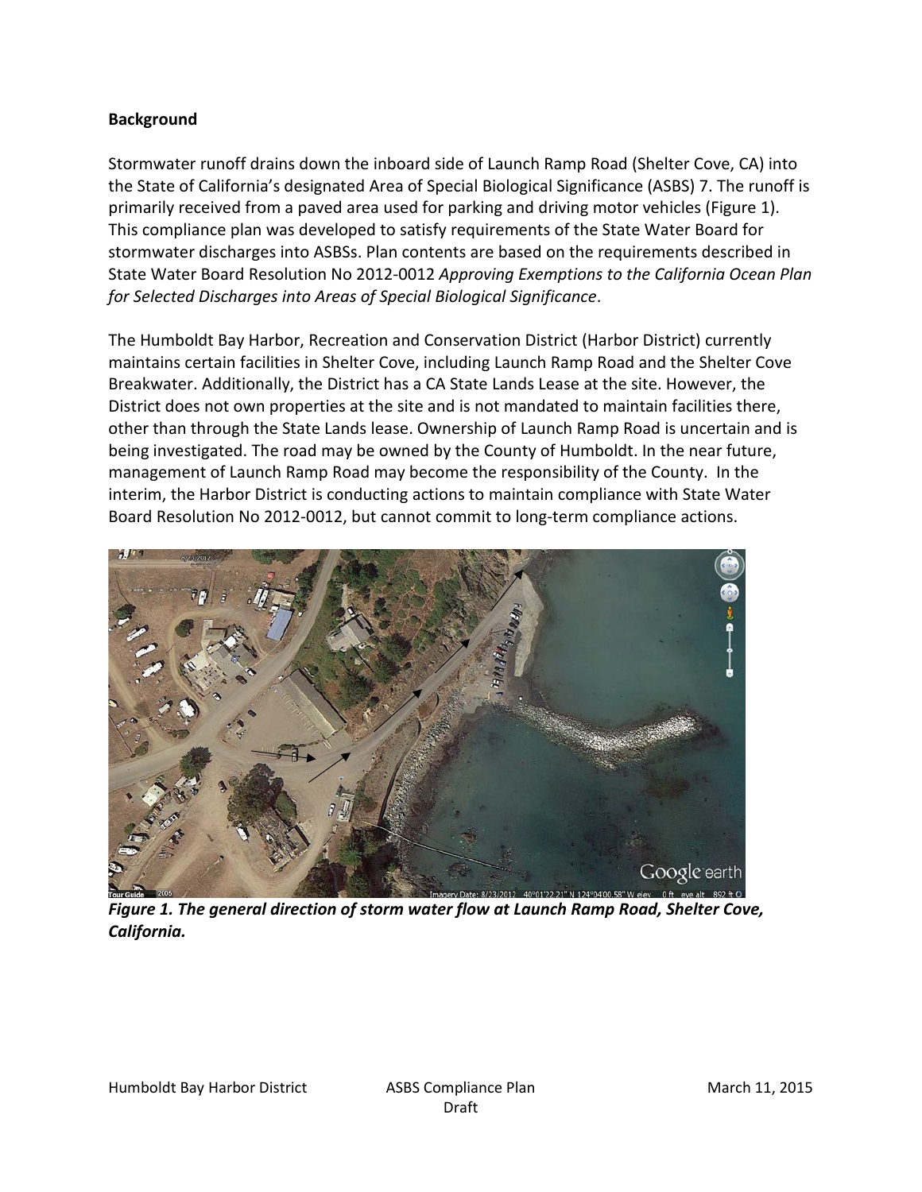**Background**

Stormwater runoff drains down the inboard side of Launch Ramp Road (Shelter Cove, CA) into the State of California's designated Area of Special Biological Significance (ASBS) 7. The runoff is primarily received from a paved area used for parking and driving motor vehicles (Figure 1). This compliance plan was developed to satisfy requirements of the State Water Board for stormwater discharges into ASBSs. Plan contents are based on the requirements described in State Water Board Resolution No 2012-0012 *Approving Exemptions to the California Ocean Plan for Selected Discharges into Areas of Special Biological Significance*.

The Humboldt Bay Harbor, Recreation and Conservation District (Harbor District) currently maintains certain facilities in Shelter Cove, including Launch Ramp Road and the Shelter Cove Breakwater. Additionally, the District has a CA State Lands Lease at the site. However, the District does not own properties at the site and is not mandated to maintain facilities there, other than through the State Lands lease. Ownership of Launch Ramp Road is uncertain and is being investigated. The road may be owned by the County of Humboldt. In the near future, management of Launch Ramp Road may become the responsibility of the County. In the interim, the Harbor District is conducting actions to maintain compliance with State Water Board Resolution No 2012-0012, but cannot commit to long-term compliance actions.

***Figure 1. The general direction of storm water flow at Launch Ramp Road, Shelter Cove, California.***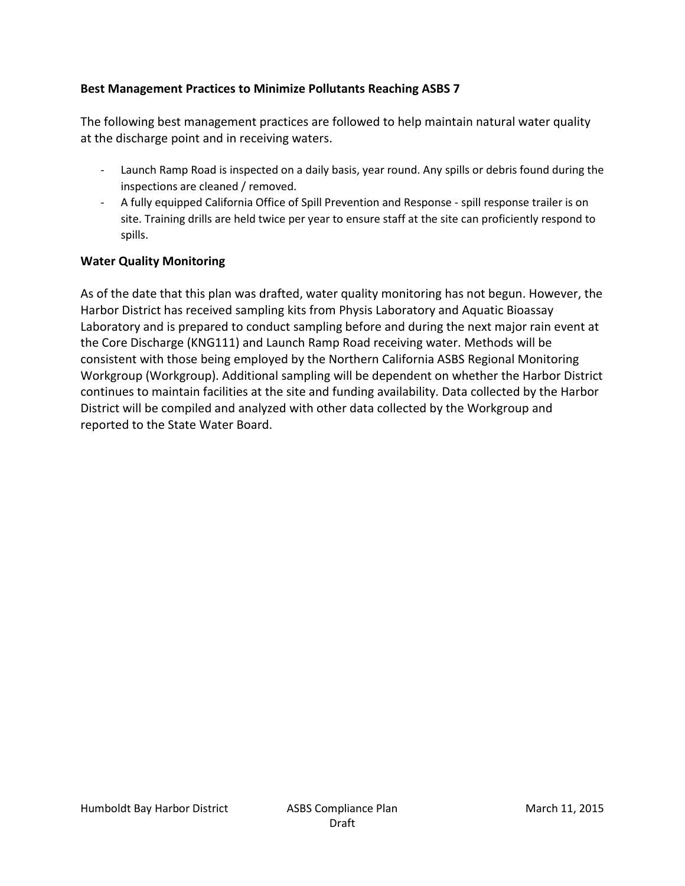**Best Management Practices to Minimize Pollutants Reaching ASBS 7**

The following best management practices are followed to help maintain natural water quality at the discharge point and in receiving waters.

- Launch Ramp Road is inspected on a daily basis, year round. Any spills or debris found during the inspections are cleaned / removed.
- A fully equipped California Office of Spill Prevention and Response - spill response trailer is on site. Training drills are held twice per year to ensure staff at the site can proficiently respond to spills.

**Water Quality Monitoring**

As of the date that this plan was drafted, water quality monitoring has not begun. However, the Harbor District has received sampling kits from Physis Laboratory and Aquatic Bioassay Laboratory and is prepared to conduct sampling before and during the next major rain event at the Core Discharge (KNG111) and Launch Ramp Road receiving water. Methods will be consistent with those being employed by the Northern California ASBS Regional Monitoring Workgroup (Workgroup). Additional sampling will be dependent on whether the Harbor District continues to maintain facilities at the site and funding availability. Data collected by the Harbor District will be compiled and analyzed with other data collected by the Workgroup and reported to the State Water Board.